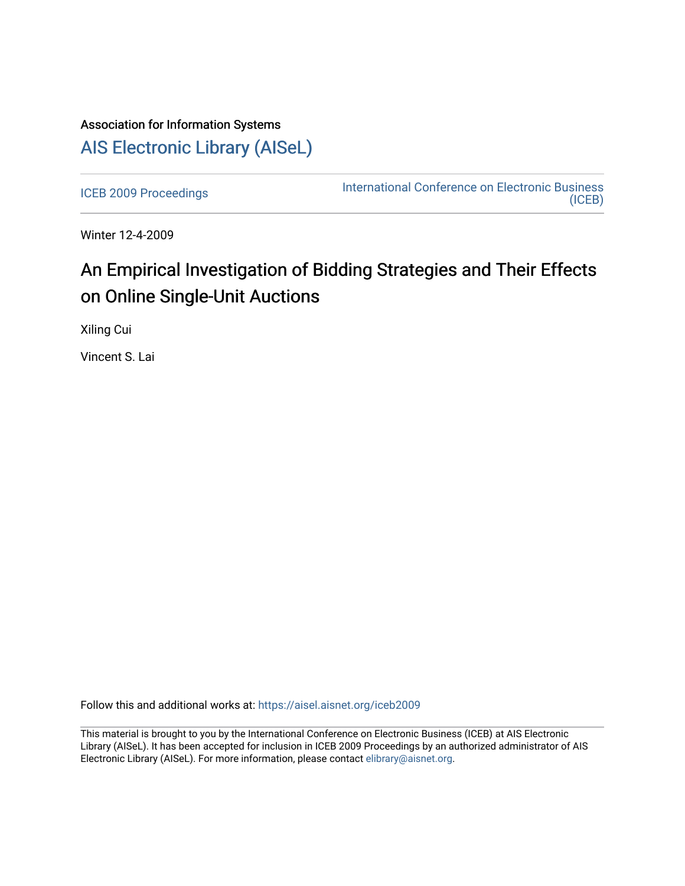Association for Information Systems

# AIS Electronic Library (AISeL)

ICEB 2009 Proceedings

International Conference on Electronic Business (ICEB)

Winter 12-4-2009

# An Empirical Investigation of Bidding Strategies and Their Effects on Online Single-Unit Auctions

Xiling Cui

Vincent S. Lai

Follow this and additional works at: https://aisel.aisnet.org/iceb2009

This material is brought to you by the International Conference on Electronic Business (ICEB) at AIS Electronic Library (AISeL). It has been accepted for inclusion in ICEB 2009 Proceedings by an authorized administrator of AIS Electronic Library (AISeL). For more information, please contact elibrary@aisnet.org.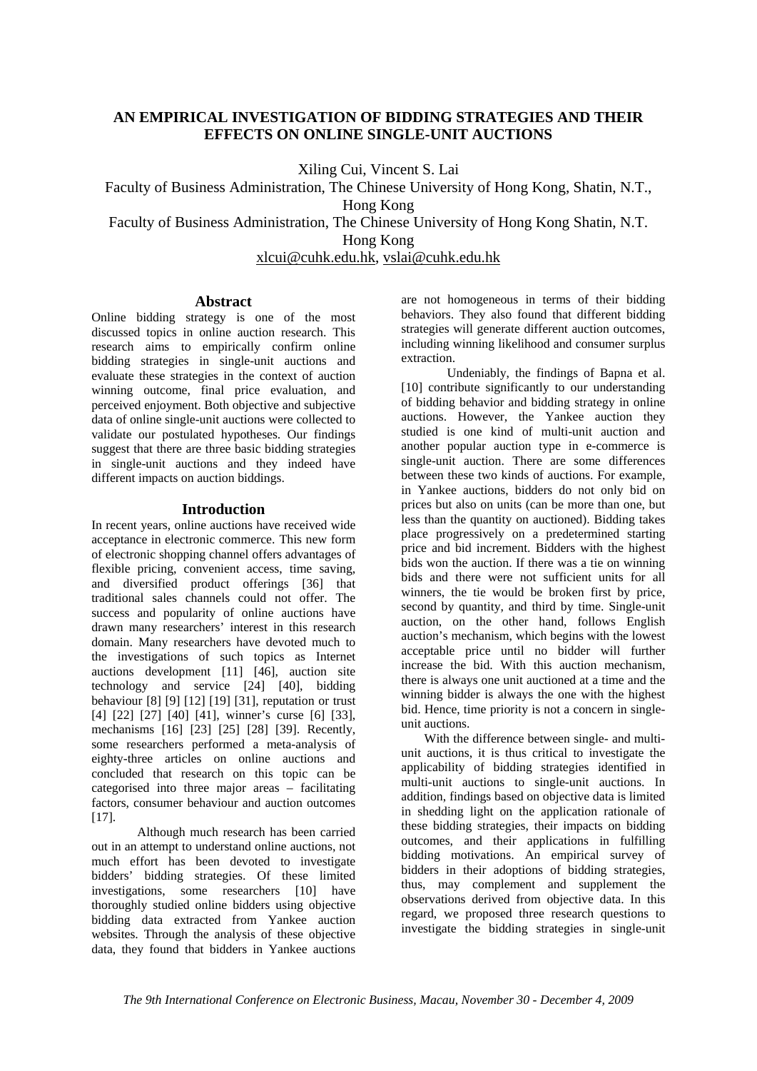# AN EMPIRICAL INVESTIGATION OF BIDDING STRATEGIES AND THEIR EFFECTS ON ONLINE SINGLE-UNIT AUCTIONS

Xiling Cui, Vincent S. Lai

Faculty of Business Administration, The Chinese University of Hong Kong, Shatin, N.T., Hong Kong

Faculty of Business Administration, The Chinese University of Hong Kong Shatin, N.T. Hong Kong

xlcui@cuhk.edu.hk, vslai@cuhk.edu.hk

## Abstract

Online bidding strategy is one of the most discussed topics in online auction research. This research aims to empirically confirm online bidding strategies in single-unit auctions and evaluate these strategies in the context of auction winning outcome, final price evaluation, and perceived enjoyment. Both objective and subjective data of online single-unit auctions were collected to validate our postulated hypotheses. Our findings suggest that there are three basic bidding strategies in single-unit auctions and they indeed have different impacts on auction biddings.

## Introduction

In recent years, online auctions have received wide acceptance in electronic commerce. This new form of electronic shopping channel offers advantages of flexible pricing, convenient access, time saving, and diversified product offerings [36] that traditional sales channels could not offer. The success and popularity of online auctions have drawn many researchers' interest in this research domain. Many researchers have devoted much to the investigations of such topics as Internet auctions development [11] [46], auction site technology and service [24] [40], bidding behaviour [8] [9] [12] [19] [31], reputation or trust [4] [22] [27] [40] [41], winner's curse [6] [33], mechanisms [16] [23] [25] [28] [39]. Recently, some researchers performed a meta-analysis of eighty-three articles on online auctions and concluded that research on this topic can be categorised into three major areas – facilitating factors, consumer behaviour and auction outcomes [17].

Although much research has been carried out in an attempt to understand online auctions, not much effort has been devoted to investigate bidders' bidding strategies. Of these limited investigations, some researchers [10] have thoroughly studied online bidders using objective bidding data extracted from Yankee auction websites. Through the analysis of these objective data, they found that bidders in Yankee auctions are not homogeneous in terms of their bidding behaviors. They also found that different bidding strategies will generate different auction outcomes, including winning likelihood and consumer surplus extraction.

Undeniably, the findings of Bapna et al. [10] contribute significantly to our understanding of bidding behavior and bidding strategy in online auctions. However, the Yankee auction they studied is one kind of multi-unit auction and another popular auction type in e-commerce is single-unit auction. There are some differences between these two kinds of auctions. For example, in Yankee auctions, bidders do not only bid on prices but also on units (can be more than one, but less than the quantity on auctioned). Bidding takes place progressively on a predetermined starting price and bid increment. Bidders with the highest bids won the auction. If there was a tie on winning bids and there were not sufficient units for all winners, the tie would be broken first by price, second by quantity, and third by time. Single-unit auction, on the other hand, follows English auction's mechanism, which begins with the lowest acceptable price until no bidder will further increase the bid. With this auction mechanism, there is always one unit auctioned at a time and the winning bidder is always the one with the highest bid. Hence, time priority is not a concern in single-unit auctions.

With the difference between single- and multi-unit auctions, it is thus critical to investigate the applicability of bidding strategies identified in multi-unit auctions to single-unit auctions. In addition, findings based on objective data is limited in shedding light on the application rationale of these bidding strategies, their impacts on bidding outcomes, and their applications in fulfilling bidding motivations. An empirical survey of bidders in their adoptions of bidding strategies, thus, may complement and supplement the observations derived from objective data. In this regard, we proposed three research questions to investigate the bidding strategies in single-unit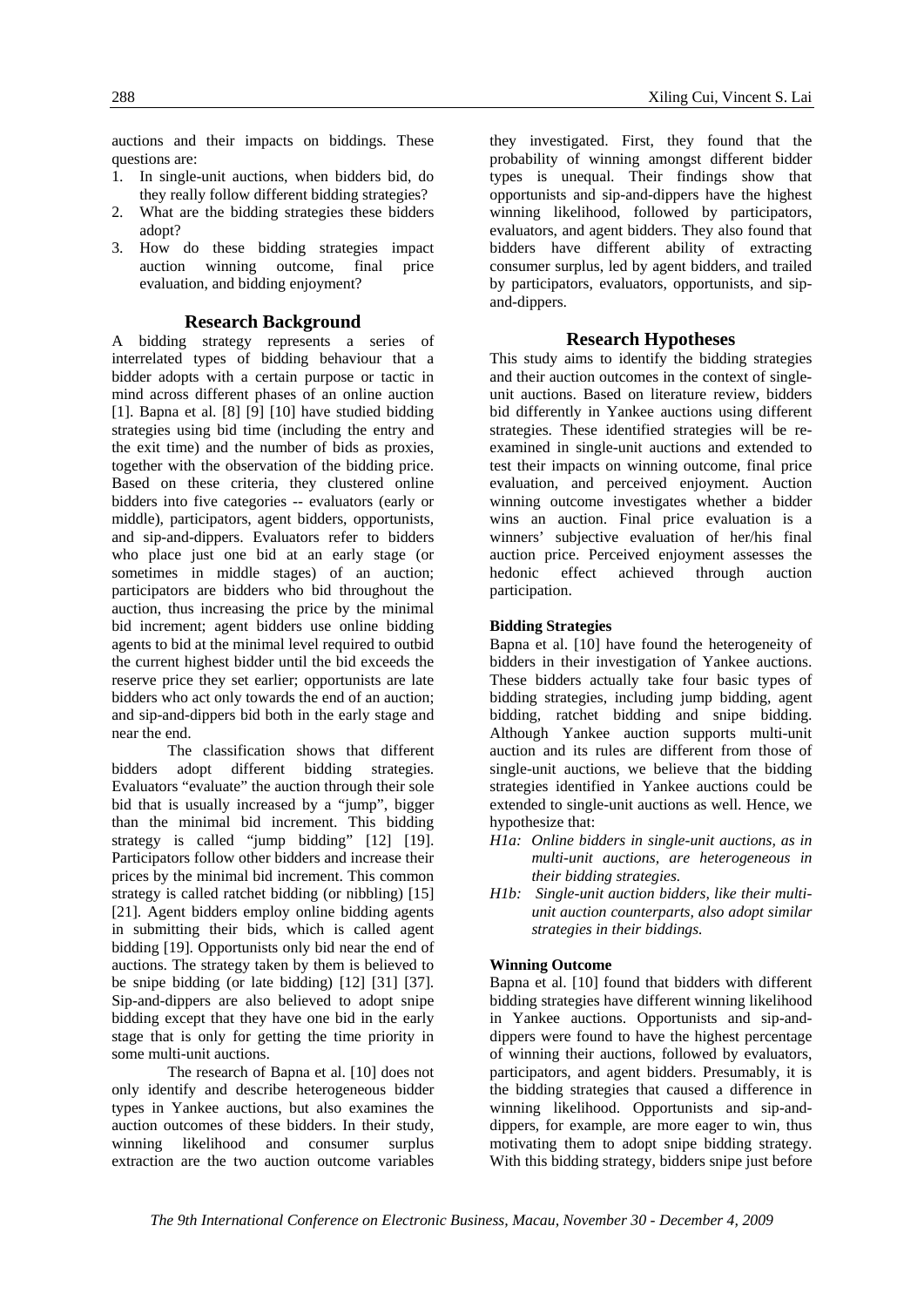auctions and their impacts on biddings. These questions are:

1. In single-unit auctions, when bidders bid, do they really follow different bidding strategies?
2. What are the bidding strategies these bidders adopt?
3. How do these bidding strategies impact auction winning outcome, final price evaluation, and bidding enjoyment?

## Research Background

A bidding strategy represents a series of interrelated types of bidding behaviour that a bidder adopts with a certain purpose or tactic in mind across different phases of an online auction [1]. Bapna et al. [8] [9] [10] have studied bidding strategies using bid time (including the entry and the exit time) and the number of bids as proxies, together with the observation of the bidding price. Based on these criteria, they clustered online bidders into five categories -- evaluators (early or middle), participators, agent bidders, opportunists, and sip-and-dippers. Evaluators refer to bidders who place just one bid at an early stage (or sometimes in middle stages) of an auction; participators are bidders who bid throughout the auction, thus increasing the price by the minimal bid increment; agent bidders use online bidding agents to bid at the minimal level required to outbid the current highest bidder until the bid exceeds the reserve price they set earlier; opportunists are late bidders who act only towards the end of an auction; and sip-and-dippers bid both in the early stage and near the end.

The classification shows that different bidders adopt different bidding strategies. Evaluators "evaluate" the auction through their sole bid that is usually increased by a "jump", bigger than the minimal bid increment. This bidding strategy is called "jump bidding" [12] [19]. Participators follow other bidders and increase their prices by the minimal bid increment. This common strategy is called ratchet bidding (or nibbling) [15] [21]. Agent bidders employ online bidding agents in submitting their bids, which is called agent bidding [19]. Opportunists only bid near the end of auctions. The strategy taken by them is believed to be snipe bidding (or late bidding) [12] [31] [37]. Sip-and-dippers are also believed to adopt snipe bidding except that they have one bid in the early stage that is only for getting the time priority in some multi-unit auctions.

The research of Bapna et al. [10] does not only identify and describe heterogeneous bidder types in Yankee auctions, but also examines the auction outcomes of these bidders. In their study, winning likelihood and consumer surplus extraction are the two auction outcome variables they investigated. First, they found that the probability of winning amongst different bidder types is unequal. Their findings show that opportunists and sip-and-dippers have the highest winning likelihood, followed by participators, evaluators, and agent bidders. They also found that bidders have different ability of extracting consumer surplus, led by agent bidders, and trailed by participators, evaluators, opportunists, and sip-and-dippers.

## Research Hypotheses

This study aims to identify the bidding strategies and their auction outcomes in the context of single-unit auctions. Based on literature review, bidders bid differently in Yankee auctions using different strategies. These identified strategies will be re-examined in single-unit auctions and extended to test their impacts on winning outcome, final price evaluation, and perceived enjoyment. Auction winning outcome investigates whether a bidder wins an auction. Final price evaluation is a winners' subjective evaluation of her/his final auction price. Perceived enjoyment assesses the hedonic effect achieved through auction participation.

### Bidding Strategies

Bapna et al. [10] have found the heterogeneity of bidders in their investigation of Yankee auctions. These bidders actually take four basic types of bidding strategies, including jump bidding, agent bidding, ratchet bidding and snipe bidding. Although Yankee auction supports multi-unit auction and its rules are different from those of single-unit auctions, we believe that the bidding strategies identified in Yankee auctions could be extended to single-unit auctions as well. Hence, we hypothesize that:

*H1a: Online bidders in single-unit auctions, as in multi-unit auctions, are heterogeneous in their bidding strategies.*

*H1b: Single-unit auction bidders, like their multi-unit auction counterparts, also adopt similar strategies in their biddings.*

### Winning Outcome

Bapna et al. [10] found that bidders with different bidding strategies have different winning likelihood in Yankee auctions. Opportunists and sip-and-dippers were found to have the highest percentage of winning their auctions, followed by evaluators, participators, and agent bidders. Presumably, it is the bidding strategies that caused a difference in winning likelihood. Opportunists and sip-and-dippers, for example, are more eager to win, thus motivating them to adopt snipe bidding strategy. With this bidding strategy, bidders snipe just before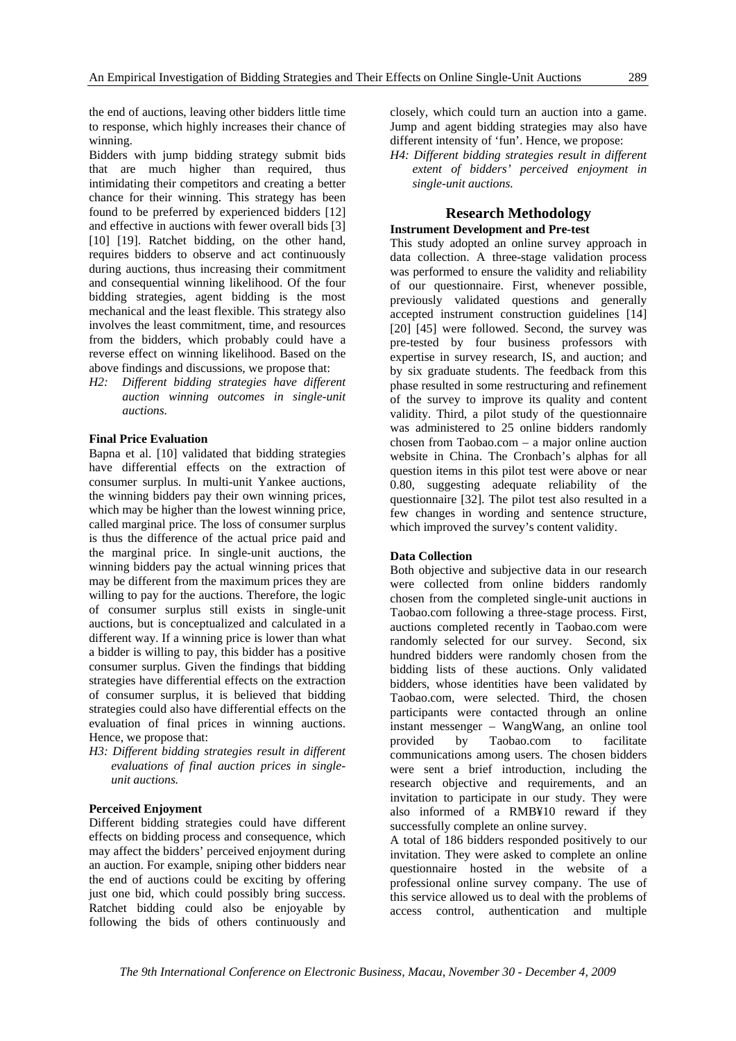the end of auctions, leaving other bidders little time to response, which highly increases their chance of winning.

Bidders with jump bidding strategy submit bids that are much higher than required, thus intimidating their competitors and creating a better chance for their winning. This strategy has been found to be preferred by experienced bidders [12] and effective in auctions with fewer overall bids [3] [10] [19]. Ratchet bidding, on the other hand, requires bidders to observe and act continuously during auctions, thus increasing their commitment and consequential winning likelihood. Of the four bidding strategies, agent bidding is the most mechanical and the least flexible. This strategy also involves the least commitment, time, and resources from the bidders, which probably could have a reverse effect on winning likelihood. Based on the above findings and discussions, we propose that:

*H2: Different bidding strategies have different auction winning outcomes in single-unit auctions.*

### Final Price Evaluation

Bapna et al. [10] validated that bidding strategies have differential effects on the extraction of consumer surplus. In multi-unit Yankee auctions, the winning bidders pay their own winning prices, which may be higher than the lowest winning price, called marginal price. The loss of consumer surplus is thus the difference of the actual price paid and the marginal price. In single-unit auctions, the winning bidders pay the actual winning prices that may be different from the maximum prices they are willing to pay for the auctions. Therefore, the logic of consumer surplus still exists in single-unit auctions, but is conceptualized and calculated in a different way. If a winning price is lower than what a bidder is willing to pay, this bidder has a positive consumer surplus. Given the findings that bidding strategies have differential effects on the extraction of consumer surplus, it is believed that bidding strategies could also have differential effects on the evaluation of final prices in winning auctions. Hence, we propose that:

*H3: Different bidding strategies result in different evaluations of final auction prices in single-unit auctions.*

### Perceived Enjoyment

Different bidding strategies could have different effects on bidding process and consequence, which may affect the bidders' perceived enjoyment during an auction. For example, sniping other bidders near the end of auctions could be exciting by offering just one bid, which could possibly bring success. Ratchet bidding could also be enjoyable by following the bids of others continuously and closely, which could turn an auction into a game. Jump and agent bidding strategies may also have different intensity of 'fun'. Hence, we propose:

*H4: Different bidding strategies result in different extent of bidders' perceived enjoyment in single-unit auctions.*

## Research Methodology

### Instrument Development and Pre-test

This study adopted an online survey approach in data collection. A three-stage validation process was performed to ensure the validity and reliability of our questionnaire. First, whenever possible, previously validated questions and generally accepted instrument construction guidelines [14] [20] [45] were followed. Second, the survey was pre-tested by four business professors with expertise in survey research, IS, and auction; and by six graduate students. The feedback from this phase resulted in some restructuring and refinement of the survey to improve its quality and content validity. Third, a pilot study of the questionnaire was administered to 25 online bidders randomly chosen from Taobao.com – a major online auction website in China. The Cronbach's alphas for all question items in this pilot test were above or near 0.80, suggesting adequate reliability of the questionnaire [32]. The pilot test also resulted in a few changes in wording and sentence structure, which improved the survey's content validity.

### Data Collection

Both objective and subjective data in our research were collected from online bidders randomly chosen from the completed single-unit auctions in Taobao.com following a three-stage process. First, auctions completed recently in Taobao.com were randomly selected for our survey. Second, six hundred bidders were randomly chosen from the bidding lists of these auctions. Only validated bidders, whose identities have been validated by Taobao.com, were selected. Third, the chosen participants were contacted through an online instant messenger – WangWang, an online tool provided by Taobao.com to facilitate communications among users. The chosen bidders were sent a brief introduction, including the research objective and requirements, and an invitation to participate in our study. They were also informed of a RMB¥10 reward if they successfully complete an online survey.

A total of 186 bidders responded positively to our invitation. They were asked to complete an online questionnaire hosted in the website of a professional online survey company. The use of this service allowed us to deal with the problems of access control, authentication and multiple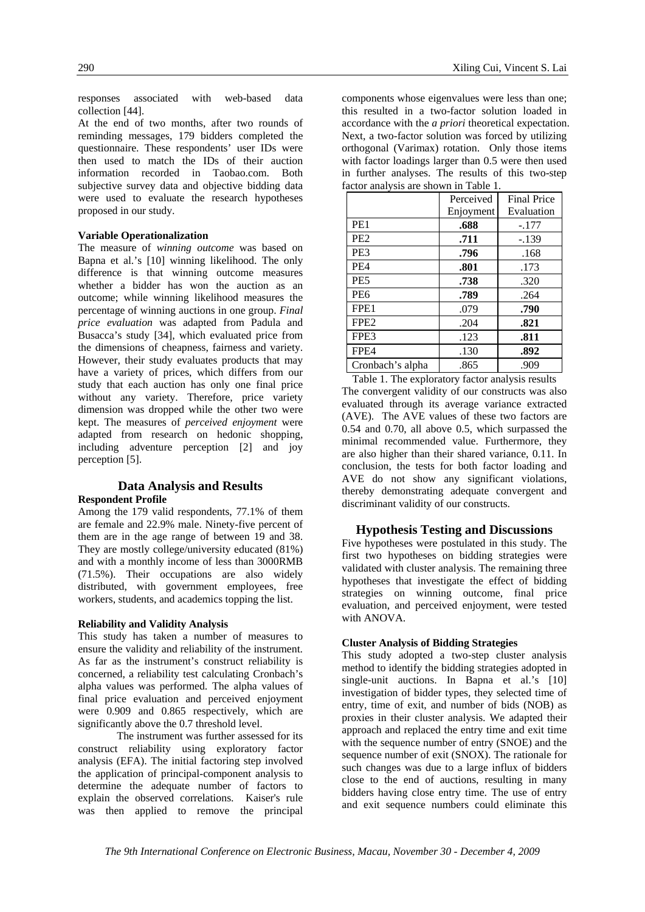responses associated with web-based data collection [44].

At the end of two months, after two rounds of reminding messages, 179 bidders completed the questionnaire. These respondents' user IDs were then used to match the IDs of their auction information recorded in Taobao.com. Both subjective survey data and objective bidding data were used to evaluate the research hypotheses proposed in our study.

**Variable Operationalization**

The measure of *winning outcome* was based on Bapna et al.'s [10] winning likelihood. The only difference is that winning outcome measures whether a bidder has won the auction as an outcome; while winning likelihood measures the percentage of winning auctions in one group. *Final price evaluation* was adapted from Padula and Busacca's study [34], which evaluated price from the dimensions of cheapness, fairness and variety. However, their study evaluates products that may have a variety of prices, which differs from our study that each auction has only one final price without any variety. Therefore, price variety dimension was dropped while the other two were kept. The measures of *perceived enjoyment* were adapted from research on hedonic shopping, including adventure perception [2] and joy perception [5].

## Data Analysis and Results

**Respondent Profile**

Among the 179 valid respondents, 77.1% of them are female and 22.9% male. Ninety-five percent of them are in the age range of between 19 and 38. They are mostly college/university educated (81%) and with a monthly income of less than 3000RMB (71.5%). Their occupations are also widely distributed, with government employees, free workers, students, and academics topping the list.

**Reliability and Validity Analysis**

This study has taken a number of measures to ensure the validity and reliability of the instrument. As far as the instrument's construct reliability is concerned, a reliability test calculating Cronbach's alpha values was performed. The alpha values of final price evaluation and perceived enjoyment were 0.909 and 0.865 respectively, which are significantly above the 0.7 threshold level.

The instrument was further assessed for its construct reliability using exploratory factor analysis (EFA). The initial factoring step involved the application of principal-component analysis to determine the adequate number of factors to explain the observed correlations. Kaiser's rule was then applied to remove the principal components whose eigenvalues were less than one; this resulted in a two-factor solution loaded in accordance with the *a priori* theoretical expectation. Next, a two-factor solution was forced by utilizing orthogonal (Varimax) rotation. Only those items with factor loadings larger than 0.5 were then used in further analyses. The results of this two-step factor analysis are shown in Table 1.

| | Perceived Enjoyment | Final Price Evaluation |
|---|---|---|
| PE1 | **.688** | -.177 |
| PE2 | **.711** | -.139 |
| PE3 | **.796** | .168 |
| PE4 | **.801** | .173 |
| PE5 | **.738** | .320 |
| PE6 | **.789** | .264 |
| FPE1 | .079 | **.790** |
| FPE2 | .204 | **.821** |
| FPE3 | .123 | **.811** |
| FPE4 | .130 | **.892** |
| Cronbach's alpha | .865 | .909 |

Table 1. The exploratory factor analysis results

The convergent validity of our constructs was also evaluated through its average variance extracted (AVE). The AVE values of these two factors are 0.54 and 0.70, all above 0.5, which surpassed the minimal recommended value. Furthermore, they are also higher than their shared variance, 0.11. In conclusion, the tests for both factor loading and AVE do not show any significant violations, thereby demonstrating adequate convergent and discriminant validity of our constructs.

## Hypothesis Testing and Discussions

Five hypotheses were postulated in this study. The first two hypotheses on bidding strategies were validated with cluster analysis. The remaining three hypotheses that investigate the effect of bidding strategies on winning outcome, final price evaluation, and perceived enjoyment, were tested with ANOVA.

**Cluster Analysis of Bidding Strategies**

This study adopted a two-step cluster analysis method to identify the bidding strategies adopted in single-unit auctions. In Bapna et al.'s [10] investigation of bidder types, they selected time of entry, time of exit, and number of bids (NOB) as proxies in their cluster analysis. We adapted their approach and replaced the entry time and exit time with the sequence number of entry (SNOE) and the sequence number of exit (SNOX). The rationale for such changes was due to a large influx of bidders close to the end of auctions, resulting in many bidders having close entry time. The use of entry and exit sequence numbers could eliminate this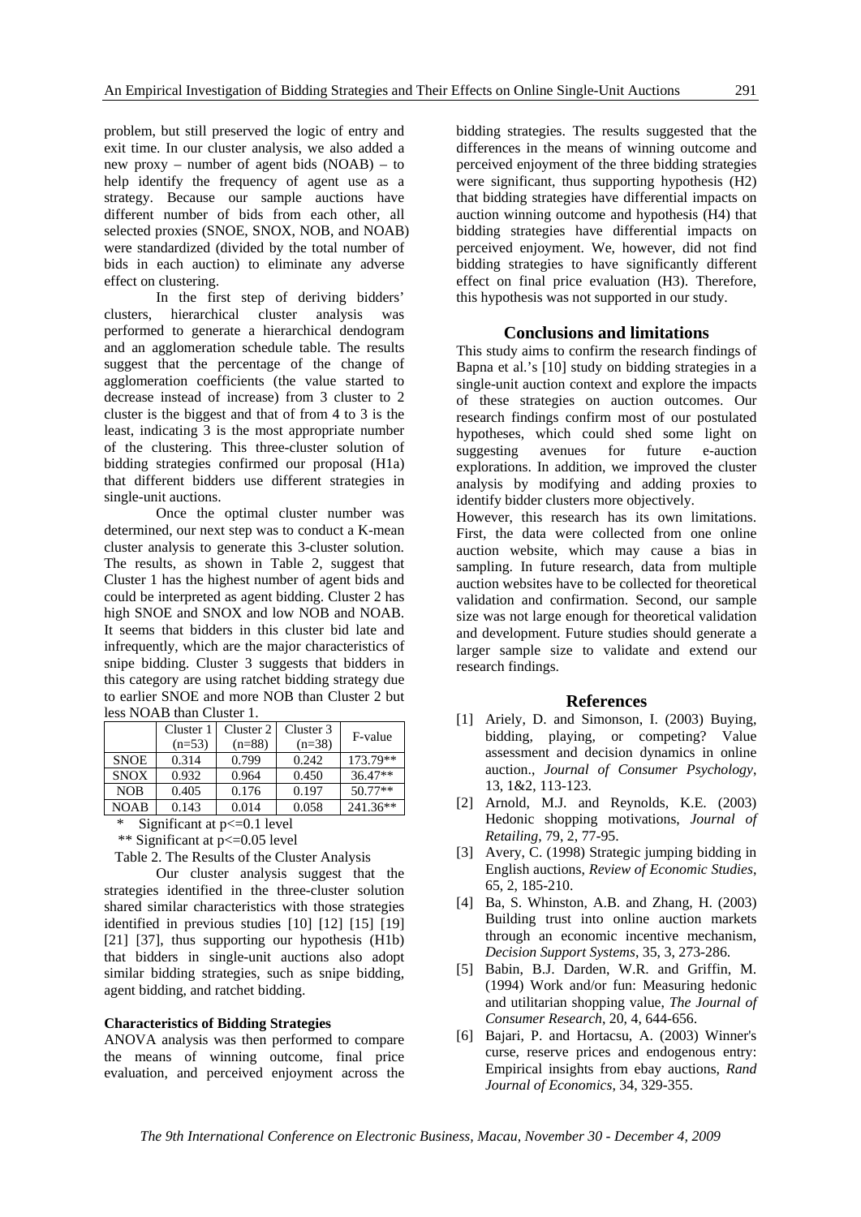problem, but still preserved the logic of entry and exit time. In our cluster analysis, we also added a new proxy – number of agent bids (NOAB) – to help identify the frequency of agent use as a strategy. Because our sample auctions have different number of bids from each other, all selected proxies (SNOE, SNOX, NOB, and NOAB) were standardized (divided by the total number of bids in each auction) to eliminate any adverse effect on clustering.

In the first step of deriving bidders' clusters, hierarchical cluster analysis was performed to generate a hierarchical dendogram and an agglomeration schedule table. The results suggest that the percentage of the change of agglomeration coefficients (the value started to decrease instead of increase) from 3 cluster to 2 cluster is the biggest and that of from 4 to 3 is the least, indicating 3 is the most appropriate number of the clustering. This three-cluster solution of bidding strategies confirmed our proposal (H1a) that different bidders use different strategies in single-unit auctions.

Once the optimal cluster number was determined, our next step was to conduct a K-mean cluster analysis to generate this 3-cluster solution. The results, as shown in Table 2, suggest that Cluster 1 has the highest number of agent bids and could be interpreted as agent bidding. Cluster 2 has high SNOE and SNOX and low NOB and NOAB. It seems that bidders in this cluster bid late and infrequently, which are the major characteristics of snipe bidding. Cluster 3 suggests that bidders in this category are using ratchet bidding strategy due to earlier SNOE and more NOB than Cluster 2 but less NOAB than Cluster 1.

| | Cluster 1 (n=53) | Cluster 2 (n=88) | Cluster 3 (n=38) | F-value |
|---|---|---|---|---|
| SNOE | 0.314 | 0.799 | 0.242 | 173.79** |
| SNOX | 0.932 | 0.964 | 0.450 | 36.47** |
| NOB | 0.405 | 0.176 | 0.197 | 50.77** |
| NOAB | 0.143 | 0.014 | 0.058 | 241.36** |

\* Significant at $p<=0.1$ level

\*\* Significant at $p<=0.05$ level

Table 2. The Results of the Cluster Analysis

Our cluster analysis suggest that the strategies identified in the three-cluster solution shared similar characteristics with those strategies identified in previous studies [10] [12] [15] [19] [21] [37], thus supporting our hypothesis (H1b) that bidders in single-unit auctions also adopt similar bidding strategies, such as snipe bidding, agent bidding, and ratchet bidding.

**Characteristics of Bidding Strategies**

ANOVA analysis was then performed to compare the means of winning outcome, final price evaluation, and perceived enjoyment across the bidding strategies. The results suggested that the differences in the means of winning outcome and perceived enjoyment of the three bidding strategies were significant, thus supporting hypothesis (H2) that bidding strategies have differential impacts on auction winning outcome and hypothesis (H4) that bidding strategies have differential impacts on perceived enjoyment. We, however, did not find bidding strategies to have significantly different effect on final price evaluation (H3). Therefore, this hypothesis was not supported in our study.

## Conclusions and limitations

This study aims to confirm the research findings of Bapna et al.'s [10] study on bidding strategies in a single-unit auction context and explore the impacts of these strategies on auction outcomes. Our research findings confirm most of our postulated hypotheses, which could shed some light on suggesting avenues for future e-auction explorations. In addition, we improved the cluster analysis by modifying and adding proxies to identify bidder clusters more objectively.

However, this research has its own limitations. First, the data were collected from one online auction website, which may cause a bias in sampling. In future research, data from multiple auction websites have to be collected for theoretical validation and confirmation. Second, our sample size was not large enough for theoretical validation and development. Future studies should generate a larger sample size to validate and extend our research findings.

## References

[1] Ariely, D. and Simonson, I. (2003) Buying, bidding, playing, or competing? Value assessment and decision dynamics in online auction., *Journal of Consumer Psychology*, 13, 1&2, 113-123.

[2] Arnold, M.J. and Reynolds, K.E. (2003) Hedonic shopping motivations, *Journal of Retailing*, 79, 2, 77-95.

[3] Avery, C. (1998) Strategic jumping bidding in English auctions, *Review of Economic Studies*, 65, 2, 185-210.

[4] Ba, S. Whinston, A.B. and Zhang, H. (2003) Building trust into online auction markets through an economic incentive mechanism, *Decision Support Systems*, 35, 3, 273-286.

[5] Babin, B.J. Darden, W.R. and Griffin, M. (1994) Work and/or fun: Measuring hedonic and utilitarian shopping value, *The Journal of Consumer Research*, 20, 4, 644-656.

[6] Bajari, P. and Hortacsu, A. (2003) Winner's curse, reserve prices and endogenous entry: Empirical insights from ebay auctions, *Rand Journal of Economics*, 34, 329-355.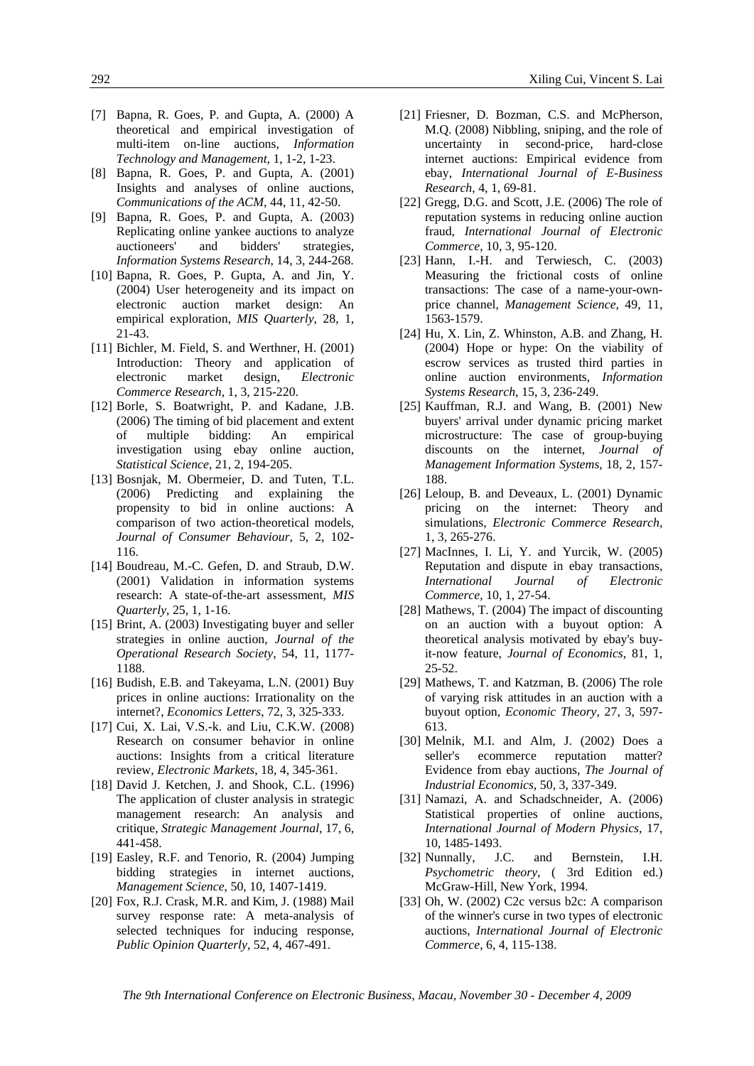[7] Bapna, R. Goes, P. and Gupta, A. (2000) A theoretical and empirical investigation of multi-item on-line auctions, *Information Technology and Management*, 1, 1-2, 1-23.

[8] Bapna, R. Goes, P. and Gupta, A. (2001) Insights and analyses of online auctions, *Communications of the ACM*, 44, 11, 42-50.

[9] Bapna, R. Goes, P. and Gupta, A. (2003) Replicating online yankee auctions to analyze auctioneers' and bidders' strategies, *Information Systems Research*, 14, 3, 244-268.

[10] Bapna, R. Goes, P. Gupta, A. and Jin, Y. (2004) User heterogeneity and its impact on electronic auction market design: An empirical exploration, *MIS Quarterly*, 28, 1, 21-43.

[11] Bichler, M. Field, S. and Werthner, H. (2001) Introduction: Theory and application of electronic market design, *Electronic Commerce Research*, 1, 3, 215-220.

[12] Borle, S. Boatwright, P. and Kadane, J.B. (2006) The timing of bid placement and extent of multiple bidding: An empirical investigation using ebay online auction, *Statistical Science*, 21, 2, 194-205.

[13] Bosnjak, M. Obermeier, D. and Tuten, T.L. (2006) Predicting and explaining the propensity to bid in online auctions: A comparison of two action-theoretical models, *Journal of Consumer Behaviour*, 5, 2, 102-116.

[14] Boudreau, M.-C. Gefen, D. and Straub, D.W. (2001) Validation in information systems research: A state-of-the-art assessment, *MIS Quarterly*, 25, 1, 1-16.

[15] Brint, A. (2003) Investigating buyer and seller strategies in online auction, *Journal of the Operational Research Society*, 54, 11, 1177-1188.

[16] Budish, E.B. and Takeyama, L.N. (2001) Buy prices in online auctions: Irrationality on the internet?, *Economics Letters*, 72, 3, 325-333.

[17] Cui, X. Lai, V.S.-k. and Liu, C.K.W. (2008) Research on consumer behavior in online auctions: Insights from a critical literature review, *Electronic Markets*, 18, 4, 345-361.

[18] David J. Ketchen, J. and Shook, C.L. (1996) The application of cluster analysis in strategic management research: An analysis and critique, *Strategic Management Journal*, 17, 6, 441-458.

[19] Easley, R.F. and Tenorio, R. (2004) Jumping bidding strategies in internet auctions, *Management Science*, 50, 10, 1407-1419.

[20] Fox, R.J. Crask, M.R. and Kim, J. (1988) Mail survey response rate: A meta-analysis of selected techniques for inducing response, *Public Opinion Quarterly*, 52, 4, 467-491.

[21] Friesner, D. Bozman, C.S. and McPherson, M.Q. (2008) Nibbling, sniping, and the role of uncertainty in second-price, hard-close internet auctions: Empirical evidence from ebay, *International Journal of E-Business Research*, 4, 1, 69-81.

[22] Gregg, D.G. and Scott, J.E. (2006) The role of reputation systems in reducing online auction fraud, *International Journal of Electronic Commerce*, 10, 3, 95-120.

[23] Hann, I.-H. and Terwiesch, C. (2003) Measuring the frictional costs of online transactions: The case of a name-your-own-price channel, *Management Science*, 49, 11, 1563-1579.

[24] Hu, X. Lin, Z. Whinston, A.B. and Zhang, H. (2004) Hope or hype: On the viability of escrow services as trusted third parties in online auction environments, *Information Systems Research*, 15, 3, 236-249.

[25] Kauffman, R.J. and Wang, B. (2001) New buyers' arrival under dynamic pricing market microstructure: The case of group-buying discounts on the internet, *Journal of Management Information Systems*, 18, 2, 157-188.

[26] Leloup, B. and Deveaux, L. (2001) Dynamic pricing on the internet: Theory and simulations, *Electronic Commerce Research*, 1, 3, 265-276.

[27] MacInnes, I. Li, Y. and Yurcik, W. (2005) Reputation and dispute in ebay transactions, *International Journal of Electronic Commerce*, 10, 1, 27-54.

[28] Mathews, T. (2004) The impact of discounting on an auction with a buyout option: A theoretical analysis motivated by ebay's buy-it-now feature, *Journal of Economics*, 81, 1, 25-52.

[29] Mathews, T. and Katzman, B. (2006) The role of varying risk attitudes in an auction with a buyout option, *Economic Theory*, 27, 3, 597-613.

[30] Melnik, M.I. and Alm, J. (2002) Does a seller's ecommerce reputation matter? Evidence from ebay auctions, *The Journal of Industrial Economics*, 50, 3, 337-349.

[31] Namazi, A. and Schadschneider, A. (2006) Statistical properties of online auctions, *International Journal of Modern Physics*, 17, 10, 1485-1493.

[32] Nunnally, J.C. and Bernstein, I.H. *Psychometric theory*, ( 3rd Edition ed.) McGraw-Hill, New York, 1994.

[33] Oh, W. (2002) C2c versus b2c: A comparison of the winner's curse in two types of electronic auctions, *International Journal of Electronic Commerce*, 6, 4, 115-138.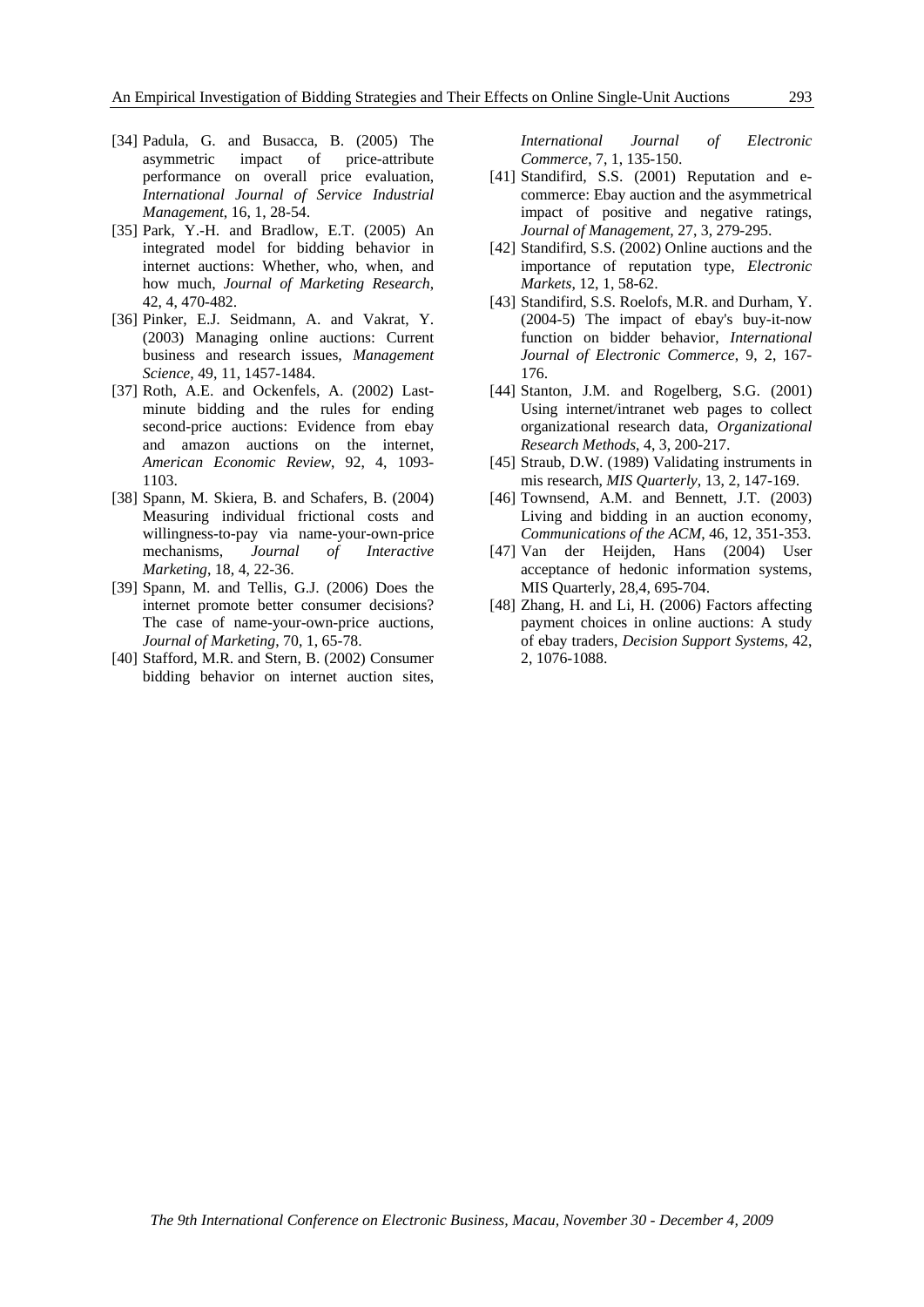[34] Padula, G. and Busacca, B. (2005) The asymmetric impact of price-attribute performance on overall price evaluation, *International Journal of Service Industrial Management*, 16, 1, 28-54.

[35] Park, Y.-H. and Bradlow, E.T. (2005) An integrated model for bidding behavior in internet auctions: Whether, who, when, and how much, *Journal of Marketing Research*, 42, 4, 470-482.

[36] Pinker, E.J. Seidmann, A. and Vakrat, Y. (2003) Managing online auctions: Current business and research issues, *Management Science*, 49, 11, 1457-1484.

[37] Roth, A.E. and Ockenfels, A. (2002) Last-minute bidding and the rules for ending second-price auctions: Evidence from ebay and amazon auctions on the internet, *American Economic Review*, 92, 4, 1093-1103.

[38] Spann, M. Skiera, B. and Schafers, B. (2004) Measuring individual frictional costs and willingness-to-pay via name-your-own-price mechanisms, *Journal of Interactive Marketing*, 18, 4, 22-36.

[39] Spann, M. and Tellis, G.J. (2006) Does the internet promote better consumer decisions? The case of name-your-own-price auctions, *Journal of Marketing*, 70, 1, 65-78.

[40] Stafford, M.R. and Stern, B. (2002) Consumer bidding behavior on internet auction sites, *International Journal of Electronic Commerce*, 7, 1, 135-150.

[41] Standifird, S.S. (2001) Reputation and e-commerce: Ebay auction and the asymmetrical impact of positive and negative ratings, *Journal of Management*, 27, 3, 279-295.

[42] Standifird, S.S. (2002) Online auctions and the importance of reputation type, *Electronic Markets*, 12, 1, 58-62.

[43] Standifird, S.S. Roelofs, M.R. and Durham, Y. (2004-5) The impact of ebay's buy-it-now function on bidder behavior, *International Journal of Electronic Commerce*, 9, 2, 167-176.

[44] Stanton, J.M. and Rogelberg, S.G. (2001) Using internet/intranet web pages to collect organizational research data, *Organizational Research Methods*, 4, 3, 200-217.

[45] Straub, D.W. (1989) Validating instruments in mis research, *MIS Quarterly*, 13, 2, 147-169.

[46] Townsend, A.M. and Bennett, J.T. (2003) Living and bidding in an auction economy, *Communications of the ACM*, 46, 12, 351-353.

[47] Van der Heijden, Hans (2004) User acceptance of hedonic information systems, MIS Quarterly, 28,4, 695-704.

[48] Zhang, H. and Li, H. (2006) Factors affecting payment choices in online auctions: A study of ebay traders, *Decision Support Systems*, 42, 2, 1076-1088.